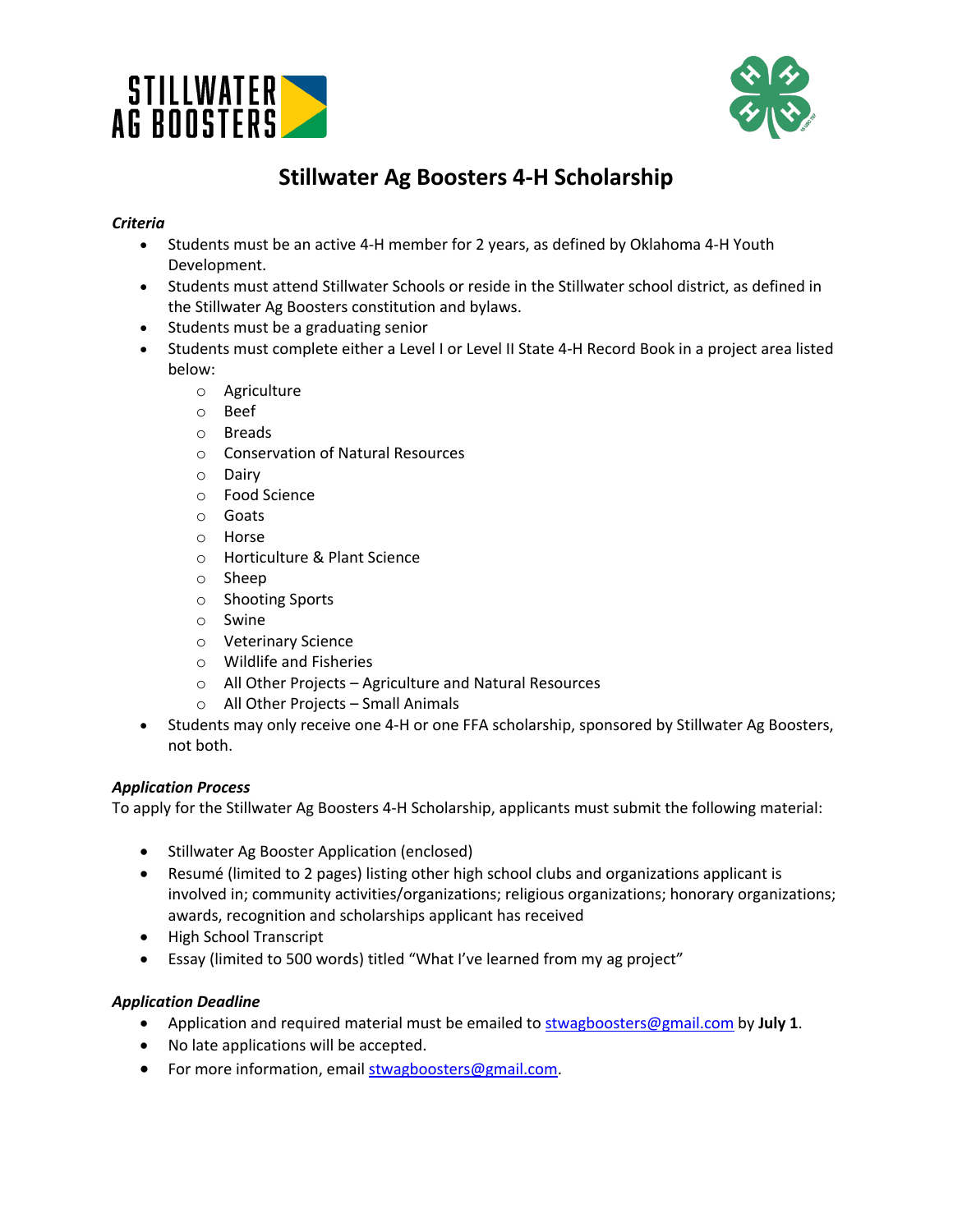# Stillwater Ag Boosters 4-H Scholarship

***Criteria***

- Students must be an active 4-H member for 2 years, as defined by Oklahoma 4-H Youth Development.
- Students must attend Stillwater Schools or reside in the Stillwater school district, as defined in the Stillwater Ag Boosters constitution and bylaws.
- Students must be a graduating senior
- Students must complete either a Level I or Level II State 4-H Record Book in a project area listed below:
  - Agriculture
  - Beef
  - Breads
  - Conservation of Natural Resources
  - Dairy
  - Food Science
  - Goats
  - Horse
  - Horticulture & Plant Science
  - Sheep
  - Shooting Sports
  - Swine
  - Veterinary Science
  - Wildlife and Fisheries
  - All Other Projects – Agriculture and Natural Resources
  - All Other Projects – Small Animals
- Students may only receive one 4-H or one FFA scholarship, sponsored by Stillwater Ag Boosters, not both.

***Application Process***

To apply for the Stillwater Ag Boosters 4-H Scholarship, applicants must submit the following material:

- Stillwater Ag Booster Application (enclosed)
- Resumé (limited to 2 pages) listing other high school clubs and organizations applicant is involved in; community activities/organizations; religious organizations; honorary organizations; awards, recognition and scholarships applicant has received
- High School Transcript
- Essay (limited to 500 words) titled "What I've learned from my ag project"

***Application Deadline***

- Application and required material must be emailed to stwagboosters@gmail.com by **July 1**.
- No late applications will be accepted.
- For more information, email stwagboosters@gmail.com.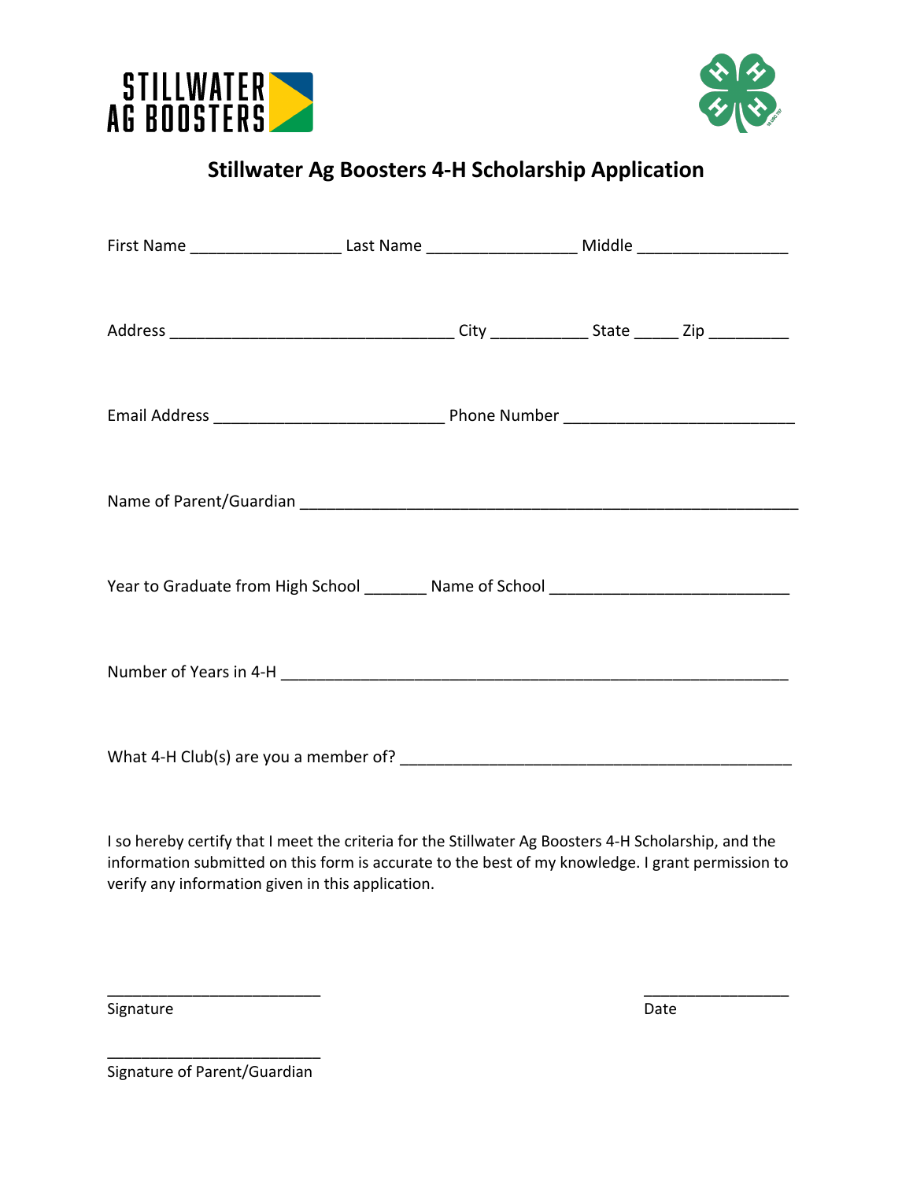# Stillwater Ag Boosters 4-H Scholarship Application

First Name _________________ Last Name _________________ Middle _________________

Address ________________________________ City ___________ State _____ Zip _________

Email Address __________________________ Phone Number __________________________

Name of Parent/Guardian ________________________________________________________

Year to Graduate from High School _______ Name of School ___________________________

Number of Years in 4-H _________________________________________________________

What 4-H Club(s) are you a member of? ____________________________________________

I so hereby certify that I meet the criteria for the Stillwater Ag Boosters 4-H Scholarship, and the information submitted on this form is accurate to the best of my knowledge. I grant permission to verify any information given in this application.

________________________ ________________
Signature Date

________________________
Signature of Parent/Guardian